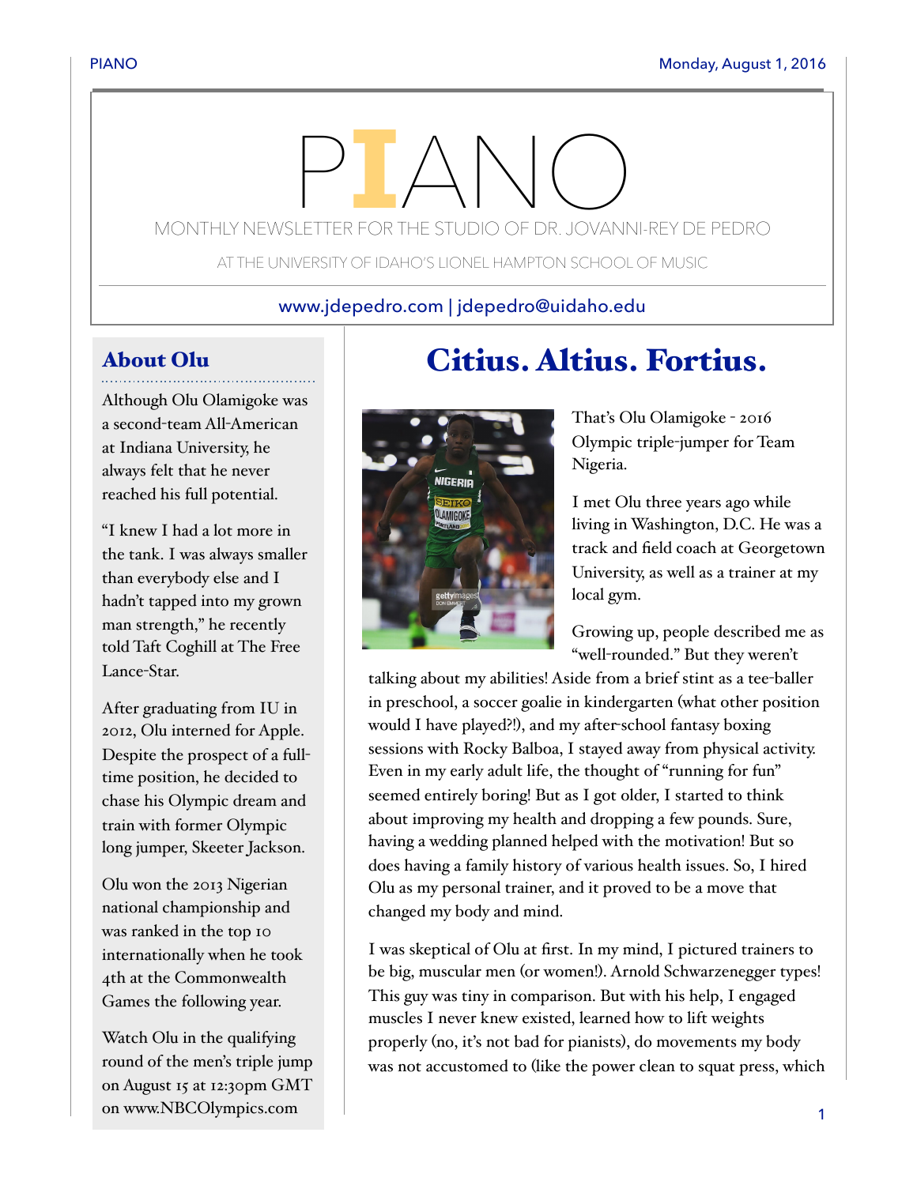# PIANO

MONTHLY NEWSLETTER FOR THE STUDIO OF DR. JOVANNI-REY DE PEDRO

AT THE UNIVERSITY OF IDAHO'S LIONEL HAMPTON SCHOOL OF MUSIC

www.jdepedro.com | jdepedro@uidaho.edu

## Citius. Altius. Fortius.

That's Olu Olamigoke - 2016 Olympic triple-jumper for Team Nigeria.

I met Olu three years ago while living in Washington, D.C. He was a track and field coach at Georgetown University, as well as a trainer at my local gym.

Growing up, people described me as "well-rounded." But they weren't talking about my abilities! Aside from a brief stint as a tee-baller in preschool, a soccer goalie in kindergarten (what other position would I have played?!), and my after-school fantasy boxing sessions with Rocky Balboa, I stayed away from physical activity. Even in my early adult life, the thought of "running for fun" seemed entirely boring! But as I got older, I started to think about improving my health and dropping a few pounds. Sure, having a wedding planned helped with the motivation! But so does having a family history of various health issues. So, I hired Olu as my personal trainer, and it proved to be a move that changed my body and mind.

I was skeptical of Olu at first. In my mind, I pictured trainers to be big, muscular men (or women!). Arnold Schwarzenegger types! This guy was tiny in comparison. But with his help, I engaged muscles I never knew existed, learned how to lift weights properly (no, it's not bad for pianists), do movements my body was not accustomed to (like the power clean to squat press, which

### About Olu

Although Olu Olamigoke was a second-team All-American at Indiana University, he always felt that he never reached his full potential.

"I knew I had a lot more in the tank. I was always smaller than everybody else and I hadn't tapped into my grown man strength," he recently told Taft Coghill at The Free Lance-Star.

After graduating from IU in 2012, Olu interned for Apple. Despite the prospect of a full-time position, he decided to chase his Olympic dream and train with former Olympic long jumper, Skeeter Jackson.

Olu won the 2013 Nigerian national championship and was ranked in the top 10 internationally when he took 4th at the Commonwealth Games the following year.

Watch Olu in the qualifying round of the men's triple jump on August 15 at 12:30pm GMT on www.NBCOlympics.com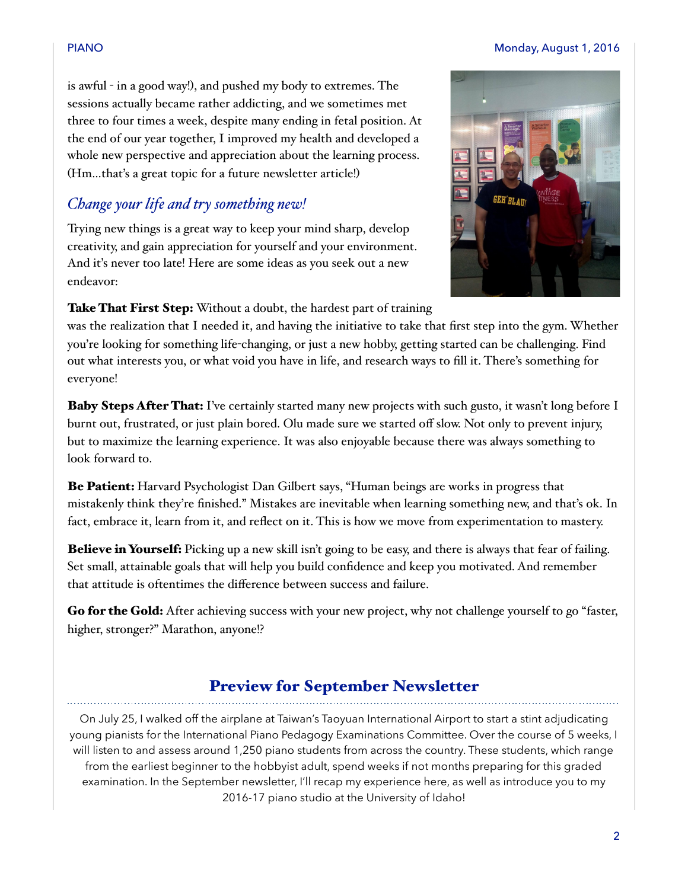is awful - in a good way!), and pushed my body to extremes. The sessions actually became rather addicting, and we sometimes met three to four times a week, despite many ending in fetal position. At the end of our year together, I improved my health and developed a whole new perspective and appreciation about the learning process. (Hm...that's a great topic for a future newsletter article!)

## *Change your life and try something new!*

Trying new things is a great way to keep your mind sharp, develop creativity, and gain appreciation for yourself and your environment. And it's never too late! Here are some ideas as you seek out a new endeavor:

**Take That First Step:** Without a doubt, the hardest part of training was the realization that I needed it, and having the initiative to take that first step into the gym. Whether you're looking for something life-changing, or just a new hobby, getting started can be challenging. Find out what interests you, or what void you have in life, and research ways to fill it. There's something for everyone!

**Baby Steps After That:** I've certainly started many new projects with such gusto, it wasn't long before I burnt out, frustrated, or just plain bored. Olu made sure we started off slow. Not only to prevent injury, but to maximize the learning experience. It was also enjoyable because there was always something to look forward to.

**Be Patient:** Harvard Psychologist Dan Gilbert says, "Human beings are works in progress that mistakenly think they're finished." Mistakes are inevitable when learning something new, and that's ok. In fact, embrace it, learn from it, and reflect on it. This is how we move from experimentation to mastery.

**Believe in Yourself:** Picking up a new skill isn't going to be easy, and there is always that fear of failing. Set small, attainable goals that will help you build confidence and keep you motivated. And remember that attitude is oftentimes the difference between success and failure.

**Go for the Gold:** After achieving success with your new project, why not challenge yourself to go "faster, higher, stronger?" Marathon, anyone!?

## Preview for September Newsletter

On July 25, I walked off the airplane at Taiwan's Taoyuan International Airport to start a stint adjudicating young pianists for the International Piano Pedagogy Examinations Committee. Over the course of 5 weeks, I will listen to and assess around 1,250 piano students from across the country. These students, which range from the earliest beginner to the hobbyist adult, spend weeks if not months preparing for this graded examination. In the September newsletter, I'll recap my experience here, as well as introduce you to my 2016-17 piano studio at the University of Idaho!